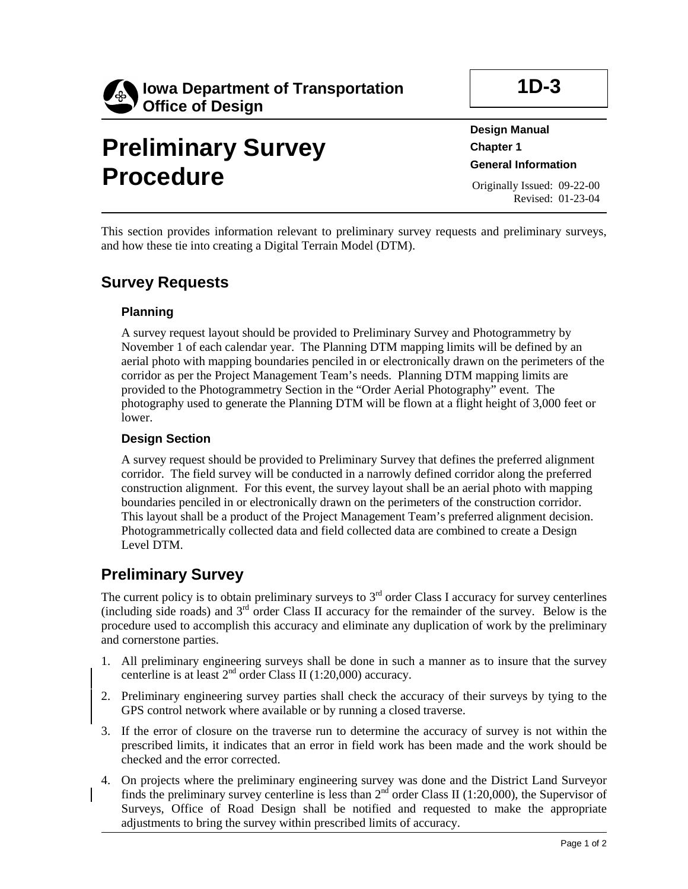Iowa Department of Transportation
Office of Design

**1D-3**

# Preliminary Survey Procedure

**Design Manual**
**Chapter 1**
**General Information**

Originally Issued: 09-22-00
Revised: 01-23-04

This section provides information relevant to preliminary survey requests and preliminary surveys, and how these tie into creating a Digital Terrain Model (DTM).

## Survey Requests

### Planning

A survey request layout should be provided to Preliminary Survey and Photogrammetry by November 1 of each calendar year. The Planning DTM mapping limits will be defined by an aerial photo with mapping boundaries penciled in or electronically drawn on the perimeters of the corridor as per the Project Management Team's needs. Planning DTM mapping limits are provided to the Photogrammetry Section in the "Order Aerial Photography" event. The photography used to generate the Planning DTM will be flown at a flight height of 3,000 feet or lower.

### Design Section

A survey request should be provided to Preliminary Survey that defines the preferred alignment corridor. The field survey will be conducted in a narrowly defined corridor along the preferred construction alignment. For this event, the survey layout shall be an aerial photo with mapping boundaries penciled in or electronically drawn on the perimeters of the construction corridor. This layout shall be a product of the Project Management Team's preferred alignment decision. Photogrammetrically collected data and field collected data are combined to create a Design Level DTM.

## Preliminary Survey

The current policy is to obtain preliminary surveys to 3rd order Class I accuracy for survey centerlines (including side roads) and 3rd order Class II accuracy for the remainder of the survey. Below is the procedure used to accomplish this accuracy and eliminate any duplication of work by the preliminary and cornerstone parties.

1. All preliminary engineering surveys shall be done in such a manner as to insure that the survey centerline is at least 2nd order Class II (1:20,000) accuracy.
2. Preliminary engineering survey parties shall check the accuracy of their surveys by tying to the GPS control network where available or by running a closed traverse.
3. If the error of closure on the traverse run to determine the accuracy of survey is not within the prescribed limits, it indicates that an error in field work has been made and the work should be checked and the error corrected.
4. On projects where the preliminary engineering survey was done and the District Land Surveyor finds the preliminary survey centerline is less than 2nd order Class II (1:20,000), the Supervisor of Surveys, Office of Road Design shall be notified and requested to make the appropriate adjustments to bring the survey within prescribed limits of accuracy.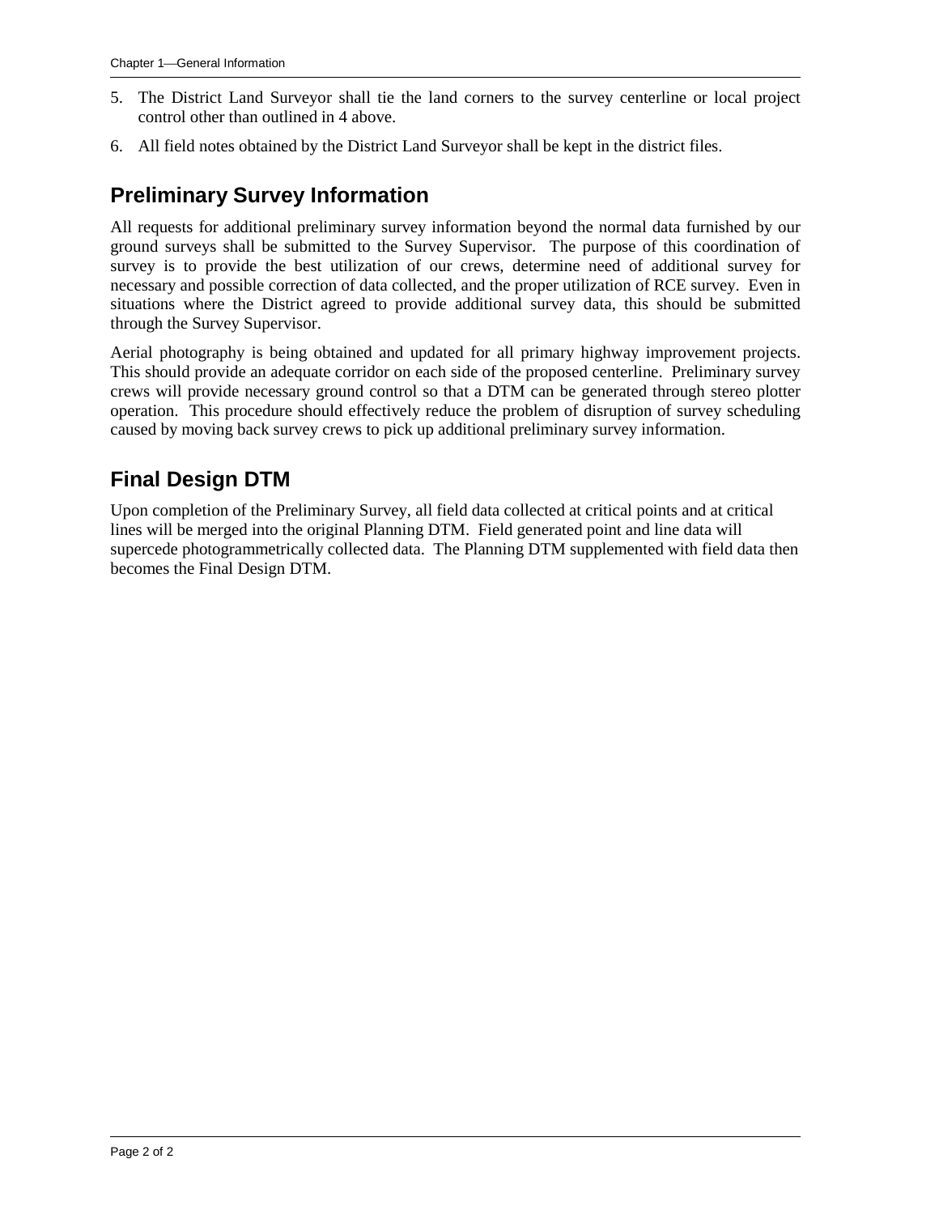5. The District Land Surveyor shall tie the land corners to the survey centerline or local project control other than outlined in 4 above.
6. All field notes obtained by the District Land Surveyor shall be kept in the district files.

## Preliminary Survey Information

All requests for additional preliminary survey information beyond the normal data furnished by our ground surveys shall be submitted to the Survey Supervisor. The purpose of this coordination of survey is to provide the best utilization of our crews, determine need of additional survey for necessary and possible correction of data collected, and the proper utilization of RCE survey. Even in situations where the District agreed to provide additional survey data, this should be submitted through the Survey Supervisor.

Aerial photography is being obtained and updated for all primary highway improvement projects. This should provide an adequate corridor on each side of the proposed centerline. Preliminary survey crews will provide necessary ground control so that a DTM can be generated through stereo plotter operation. This procedure should effectively reduce the problem of disruption of survey scheduling caused by moving back survey crews to pick up additional preliminary survey information.

## Final Design DTM

Upon completion of the Preliminary Survey, all field data collected at critical points and at critical lines will be merged into the original Planning DTM. Field generated point and line data will supercede photogrammetrically collected data. The Planning DTM supplemented with field data then becomes the Final Design DTM.